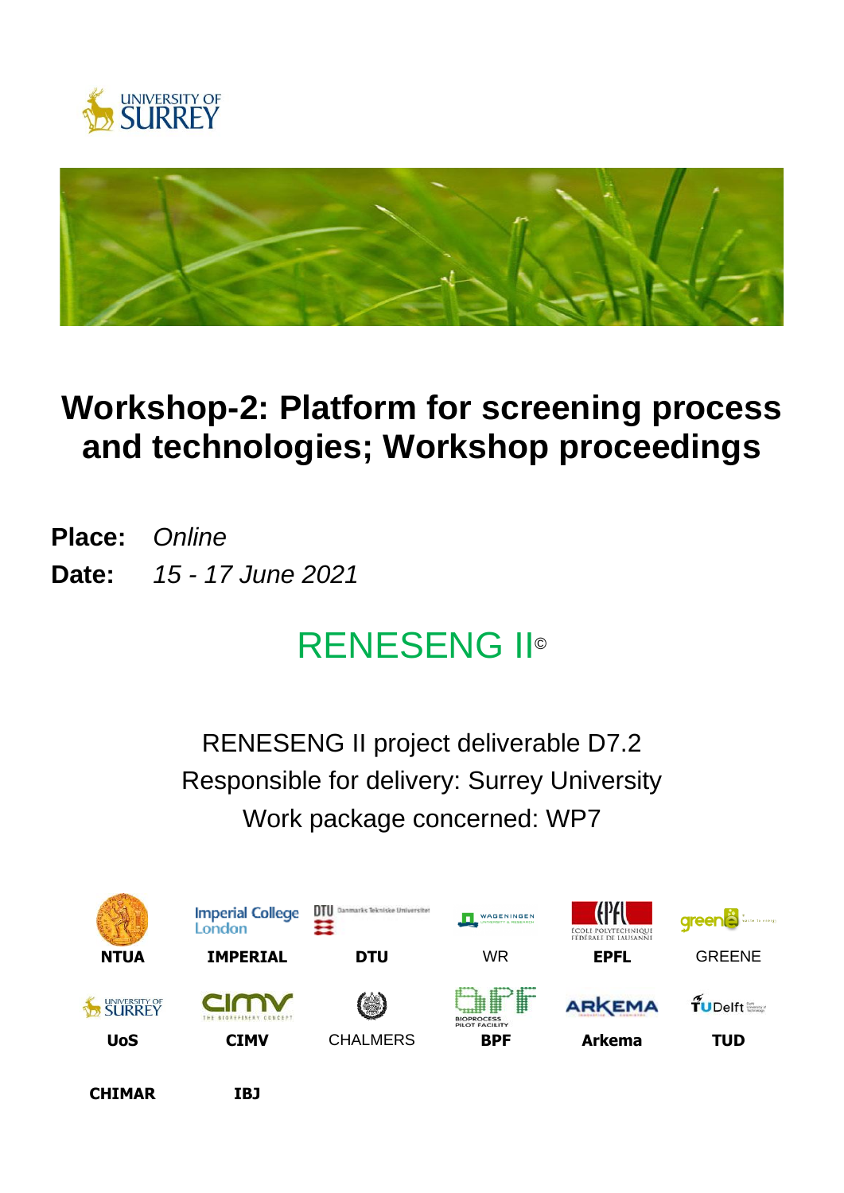# Workshop-2: Platform for screening process and technologies; Workshop proceedings

**Place:** *Online*

**Date:** *15 - 17 June 2021*

## RENESENG II©

RENESENG II project deliverable D7.2

Responsible for delivery: Surrey University

Work package concerned: WP7

| | | | | | |
|---|---|---|---|---|---|
| **NTUA** | **IMPERIAL** | **DTU** | WR | **EPFL** | GREENE |
| **UoS** | **CIMV** | CHALMERS | **BPF** | **Arkema** | **TUD** |
| **CHIMAR** | **IBJ** | | | | |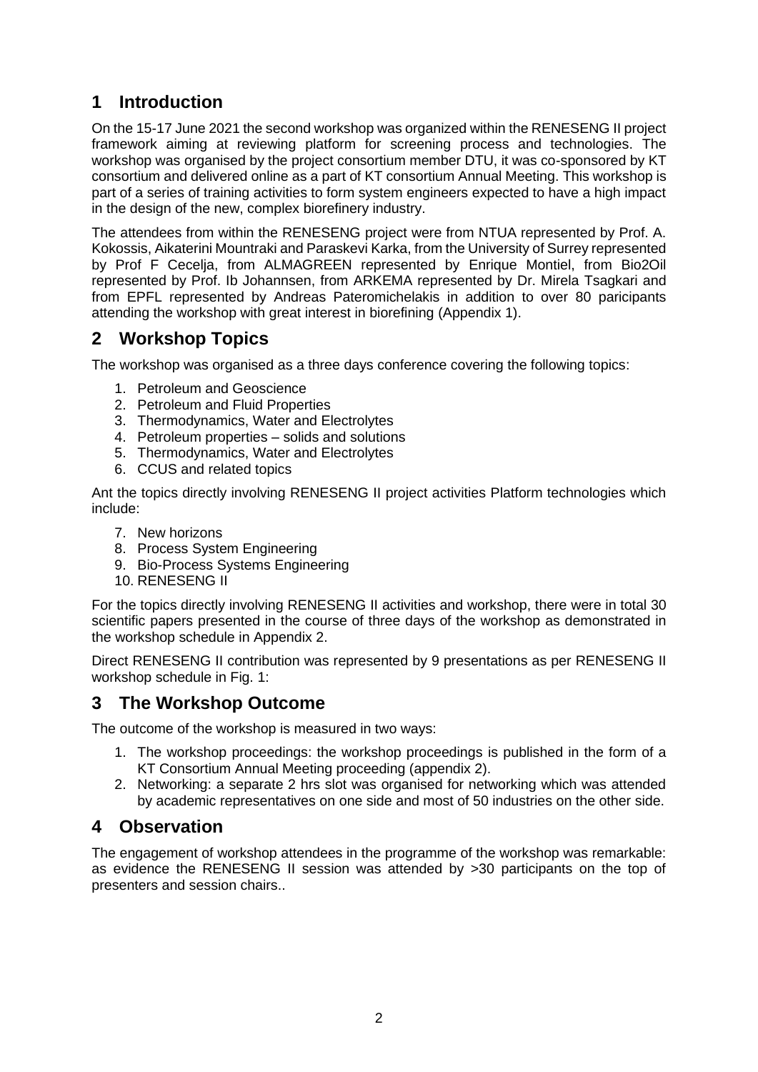# 1 Introduction

On the 15-17 June 2021 the second workshop was organized within the RENESENG II project framework aiming at reviewing platform for screening process and technologies. The workshop was organised by the project consortium member DTU, it was co-sponsored by KT consortium and delivered online as a part of KT consortium Annual Meeting. This workshop is part of a series of training activities to form system engineers expected to have a high impact in the design of the new, complex biorefinery industry.

The attendees from within the RENESENG project were from NTUA represented by Prof. A. Kokossis, Aikaterini Mountraki and Paraskevi Karka, from the University of Surrey represented by Prof F Cecelja, from ALMAGREEN represented by Enrique Montiel, from Bio2Oil represented by Prof. Ib Johannsen, from ARKEMA represented by Dr. Mirela Tsagkari and from EPFL represented by Andreas Pateromichelakis in addition to over 80 paricipants attending the workshop with great interest in biorefining (Appendix 1).

# 2 Workshop Topics

The workshop was organised as a three days conference covering the following topics:

1. Petroleum and Geoscience
2. Petroleum and Fluid Properties
3. Thermodynamics, Water and Electrolytes
4. Petroleum properties – solids and solutions
5. Thermodynamics, Water and Electrolytes
6. CCUS and related topics

Ant the topics directly involving RENESENG II project activities Platform technologies which include:

7. New horizons
8. Process System Engineering
9. Bio-Process Systems Engineering
10. RENESENG II

For the topics directly involving RENESENG II activities and workshop, there were in total 30 scientific papers presented in the course of three days of the workshop as demonstrated in the workshop schedule in Appendix 2.

Direct RENESENG II contribution was represented by 9 presentations as per RENESENG II workshop schedule in Fig. 1:

# 3 The Workshop Outcome

The outcome of the workshop is measured in two ways:

1. The workshop proceedings: the workshop proceedings is published in the form of a KT Consortium Annual Meeting proceeding (appendix 2).
2. Networking: a separate 2 hrs slot was organised for networking which was attended by academic representatives on one side and most of 50 industries on the other side.

# 4 Observation

The engagement of workshop attendees in the programme of the workshop was remarkable: as evidence the RENESENG II session was attended by >30 participants on the top of presenters and session chairs..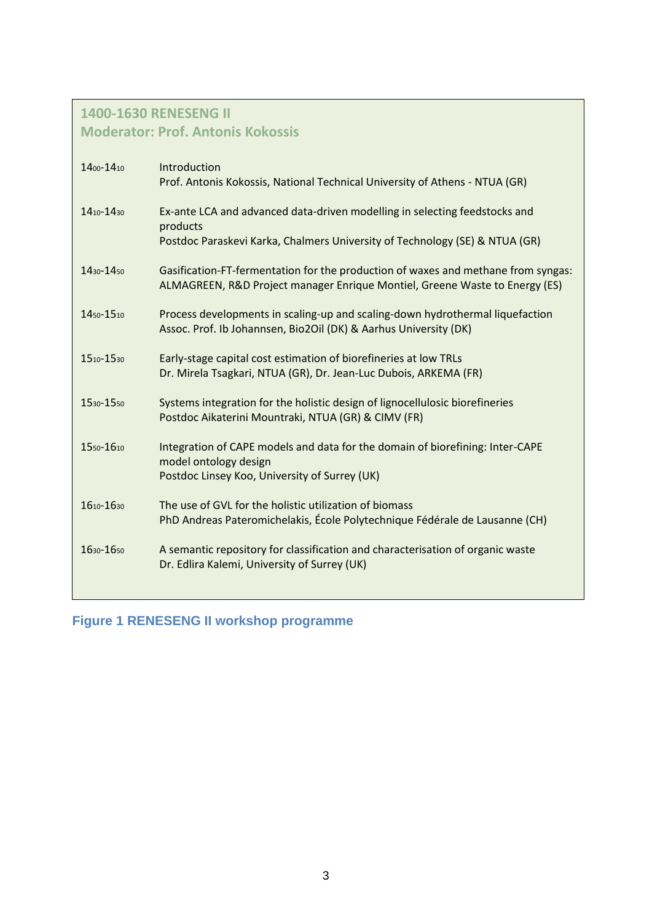**1400-1630 RENESENG II**
**Moderator: Prof. Antonis Kokossis**

| Time | Session |
| --- | --- |
| 14:00-14:10 | Introduction<br>Prof. Antonis Kokossis, National Technical University of Athens - NTUA (GR) |
| 14:10-14:30 | Ex-ante LCA and advanced data-driven modelling in selecting feedstocks and products<br>Postdoc Paraskevi Karka, Chalmers University of Technology (SE) & NTUA (GR) |
| 14:30-14:50 | Gasification-FT-fermentation for the production of waxes and methane from syngas: ALMAGREEN, R&D Project manager Enrique Montiel, Greene Waste to Energy (ES) |
| 14:50-15:10 | Process developments in scaling-up and scaling-down hydrothermal liquefaction<br>Assoc. Prof. Ib Johannsen, Bio2Oil (DK) & Aarhus University (DK) |
| 15:10-15:30 | Early-stage capital cost estimation of biorefineries at low TRLs<br>Dr. Mirela Tsagkari, NTUA (GR), Dr. Jean-Luc Dubois, ARKEMA (FR) |
| 15:30-15:50 | Systems integration for the holistic design of lignocellulosic biorefineries<br>Postdoc Aikaterini Mountraki, NTUA (GR) & CIMV (FR) |
| 15:50-16:10 | Integration of CAPE models and data for the domain of biorefining: Inter-CAPE model ontology design<br>Postdoc Linsey Koo, University of Surrey (UK) |
| 16:10-16:30 | The use of GVL for the holistic utilization of biomass<br>PhD Andreas Pateromichelakis, École Polytechnique Fédérale de Lausanne (CH) |
| 16:30-16:50 | A semantic repository for classification and characterisation of organic waste<br>Dr. Edlira Kalemi, University of Surrey (UK) |

**Figure 1 RENESENG II workshop programme**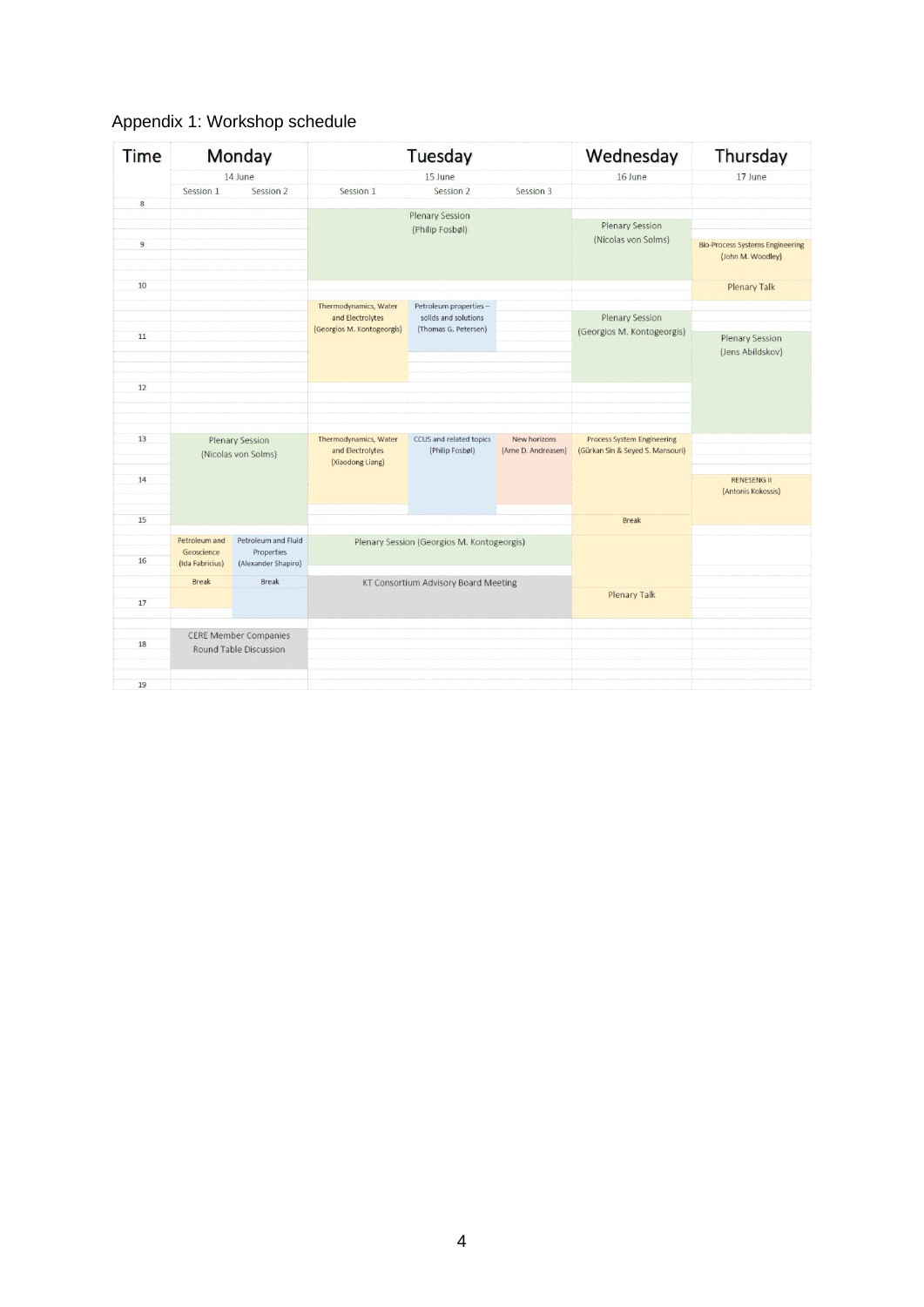Appendix 1: Workshop schedule

| Time | Monday | | Tuesday | | | Wednesday | Thursday |
|---|---|---|---|---|---|---|---|
| | 14 June | | 15 June | | | 16 June | 17 June |
| | Session 1 | Session 2 | Session 1 | Session 2 | Session 3 | | |
| 8 | | | Plenary Session (Philip Fosbøl) | | | Plenary Session (Nicolas von Solms) | |
| 9 | | | | | | | Bio-Process Systems Engineering (John M. Woodley) |
| 10 | | | | | | | Plenary Talk |
| | | | Thermodynamics, Water and Electrolytes (Georgios M. Kontogeorgis) | Petroleum properties – solids and solutions (Thomas G. Petersen) | | Plenary Session (Georgios M. Kontogeorgis) | |
| 11 | | | | | | | Plenary Session (Jens Abildskov) |
| 12 | | | | | | | |
| 13 | Plenary Session (Nicolas von Solms) | | Thermodynamics, Water and Electrolytes (Xiaodong Liang) | CCUS and related topics (Philip Fosbøl) | New horizons (Arne D. Andreasen) | Process System Engineering (Gürkan Sin & Seyed S. Mansouri) | |
| 14 | | | | | | | RENESENG II (Antonis Kokossis) |
| 15 | | | | | | Break | |
| | Petroleum and Geoscience (Ida Fabricius) | Petroleum and Fluid Properties (Alexander Shapiro) | Plenary Session (Georgios M. Kontogeorgis) | | | | |
| 16 | Break | Break | KT Consortium Advisory Board Meeting | | | | |
| 17 | | | | | | Plenary Talk | |
| 18 | CERE Member Companies Round Table Discussion | | | | | | |
| 19 | | | | | | | |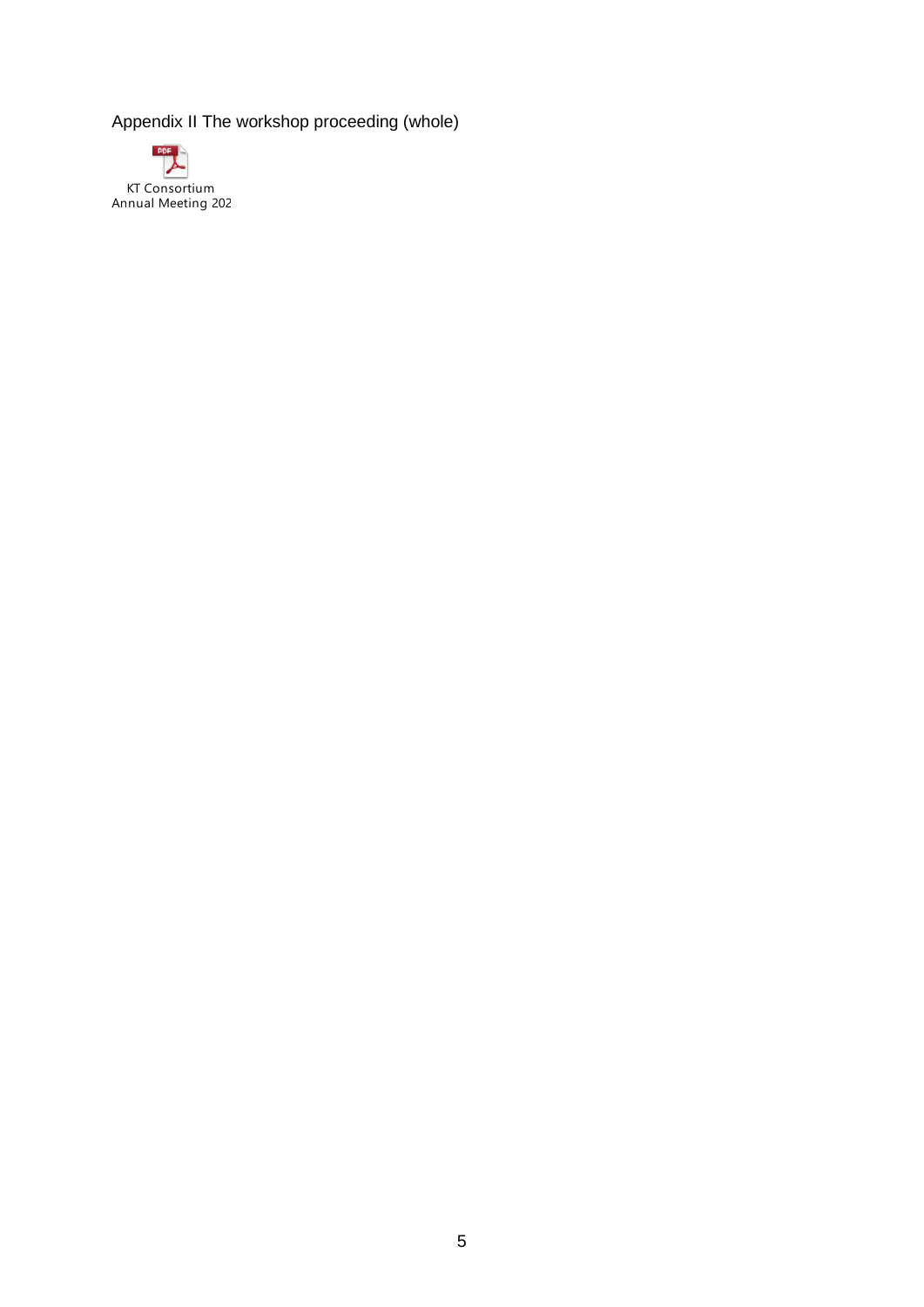Appendix II The workshop proceeding (whole)

KT Consortium
Annual Meeting 202